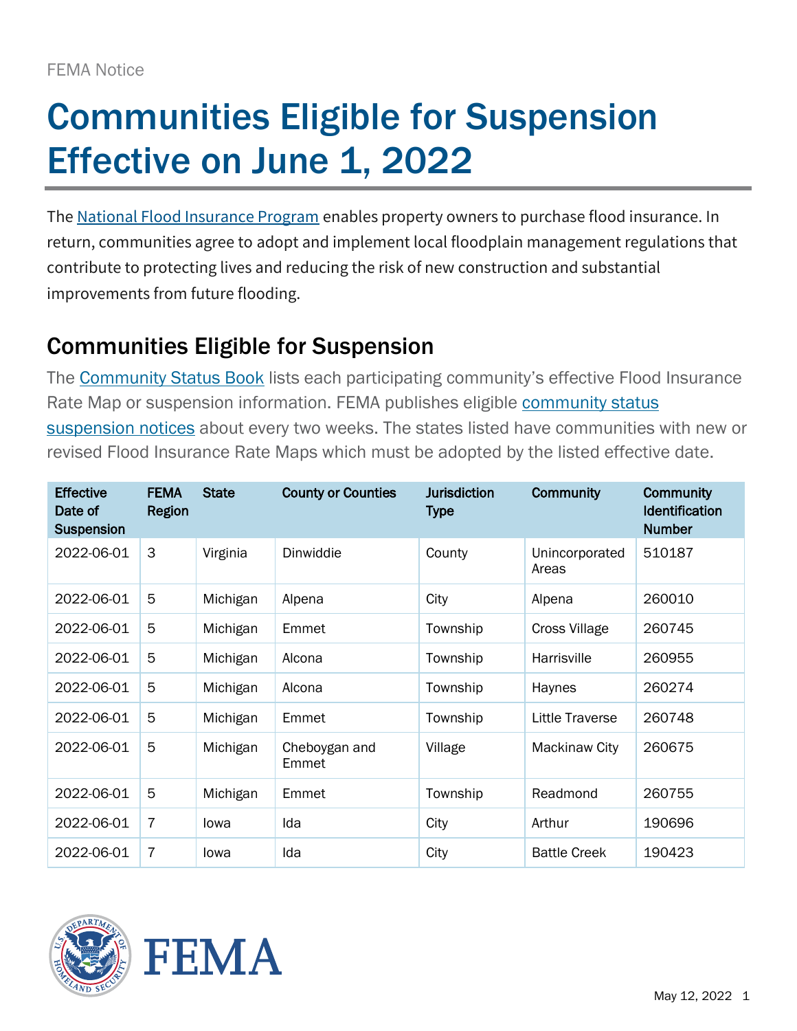FEMA Notice

# Communities Eligible for Suspension Effective on June 1, 2022

The National Flood Insurance Program enables property owners to purchase flood insurance. In return, communities agree to adopt and implement local floodplain management regulations that contribute to protecting lives and reducing the risk of new construction and substantial improvements from future flooding.

## Communities Eligible for Suspension

The Community Status Book lists each participating community's effective Flood Insurance Rate Map or suspension information. FEMA publishes eligible community status suspension notices about every two weeks. The states listed have communities with new or revised Flood Insurance Rate Maps which must be adopted by the listed effective date.

| Effective Date of Suspension | FEMA Region | State | County or Counties | Jurisdiction Type | Community | Community Identification Number |
|---|---|---|---|---|---|---|
| 2022-06-01 | 3 | Virginia | Dinwiddie | County | Unincorporated Areas | 510187 |
| 2022-06-01 | 5 | Michigan | Alpena | City | Alpena | 260010 |
| 2022-06-01 | 5 | Michigan | Emmet | Township | Cross Village | 260745 |
| 2022-06-01 | 5 | Michigan | Alcona | Township | Harrisville | 260955 |
| 2022-06-01 | 5 | Michigan | Alcona | Township | Haynes | 260274 |
| 2022-06-01 | 5 | Michigan | Emmet | Township | Little Traverse | 260748 |
| 2022-06-01 | 5 | Michigan | Cheboygan and Emmet | Village | Mackinaw City | 260675 |
| 2022-06-01 | 5 | Michigan | Emmet | Township | Readmond | 260755 |
| 2022-06-01 | 7 | Iowa | Ida | City | Arthur | 190696 |
| 2022-06-01 | 7 | Iowa | Ida | City | Battle Creek | 190423 |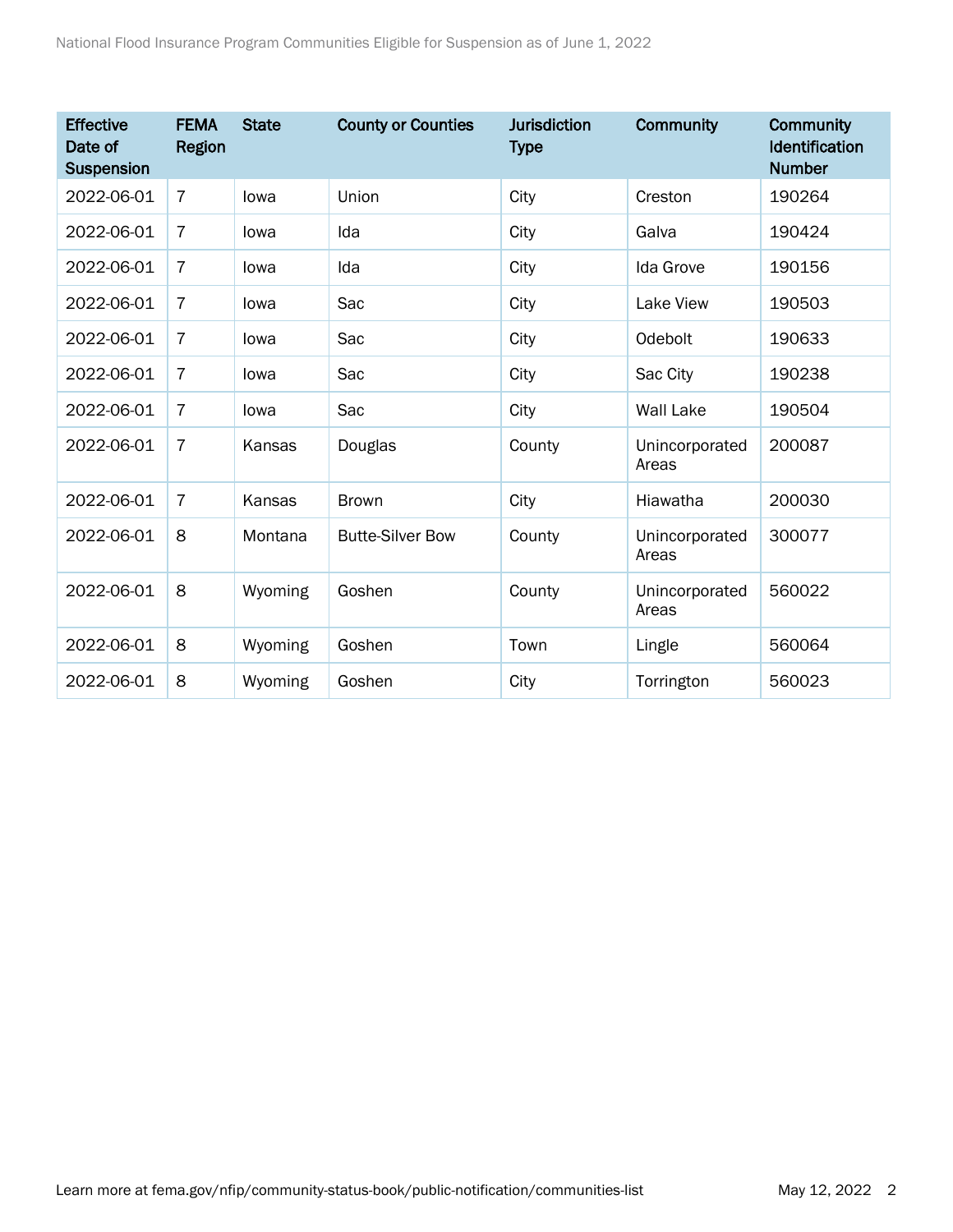| Effective Date of Suspension | FEMA Region | State | County or Counties | Jurisdiction Type | Community | Community Identification Number |
|---|---|---|---|---|---|---|
| 2022-06-01 | 7 | Iowa | Union | City | Creston | 190264 |
| 2022-06-01 | 7 | Iowa | Ida | City | Galva | 190424 |
| 2022-06-01 | 7 | Iowa | Ida | City | Ida Grove | 190156 |
| 2022-06-01 | 7 | Iowa | Sac | City | Lake View | 190503 |
| 2022-06-01 | 7 | Iowa | Sac | City | Odebolt | 190633 |
| 2022-06-01 | 7 | Iowa | Sac | City | Sac City | 190238 |
| 2022-06-01 | 7 | Iowa | Sac | City | Wall Lake | 190504 |
| 2022-06-01 | 7 | Kansas | Douglas | County | Unincorporated Areas | 200087 |
| 2022-06-01 | 7 | Kansas | Brown | City | Hiawatha | 200030 |
| 2022-06-01 | 8 | Montana | Butte-Silver Bow | County | Unincorporated Areas | 300077 |
| 2022-06-01 | 8 | Wyoming | Goshen | County | Unincorporated Areas | 560022 |
| 2022-06-01 | 8 | Wyoming | Goshen | Town | Lingle | 560064 |
| 2022-06-01 | 8 | Wyoming | Goshen | City | Torrington | 560023 |

Learn more at fema.gov/nfip/community-status-book/public-notification/communities-list

May 12, 2022